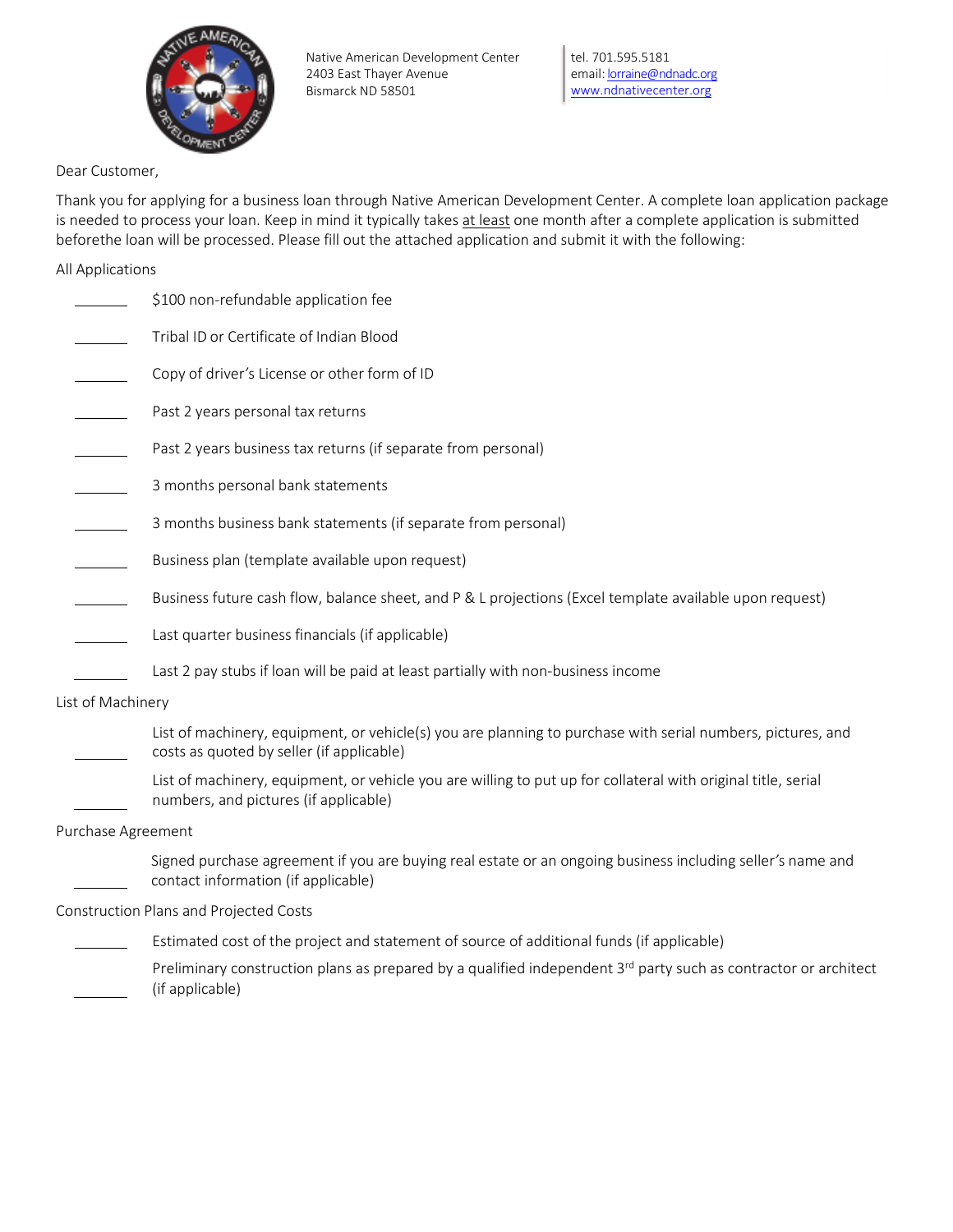Native American Development Center
2403 East Thayer Avenue
Bismarck ND 58501

tel. 701.595.5181
email: lorraine@ndnadc.org
www.ndnativecenter.org

Dear Customer,

Thank you for applying for a business loan through Native American Development Center. A complete loan application package is needed to process your loan. Keep in mind it typically takes at least one month after a complete application is submitted beforethe loan will be processed. Please fill out the attached application and submit it with the following:

All Applications

- _______ $100 non-refundable application fee
- _______ Tribal ID or Certificate of Indian Blood
- _______ Copy of driver's License or other form of ID
- _______ Past 2 years personal tax returns
- _______ Past 2 years business tax returns (if separate from personal)
- _______ 3 months personal bank statements
- _______ 3 months business bank statements (if separate from personal)
- _______ Business plan (template available upon request)
- _______ Business future cash flow, balance sheet, and P & L projections (Excel template available upon request)
- _______ Last quarter business financials (if applicable)
- _______ Last 2 pay stubs if loan will be paid at least partially with non-business income

List of Machinery

- _______ List of machinery, equipment, or vehicle(s) you are planning to purchase with serial numbers, pictures, and costs as quoted by seller (if applicable)
- _______ List of machinery, equipment, or vehicle you are willing to put up for collateral with original title, serial numbers, and pictures (if applicable)

Purchase Agreement

- _______ Signed purchase agreement if you are buying real estate or an ongoing business including seller's name and contact information (if applicable)

Construction Plans and Projected Costs

- _______ Estimated cost of the project and statement of source of additional funds (if applicable)
- _______ Preliminary construction plans as prepared by a qualified independent 3rd party such as contractor or architect (if applicable)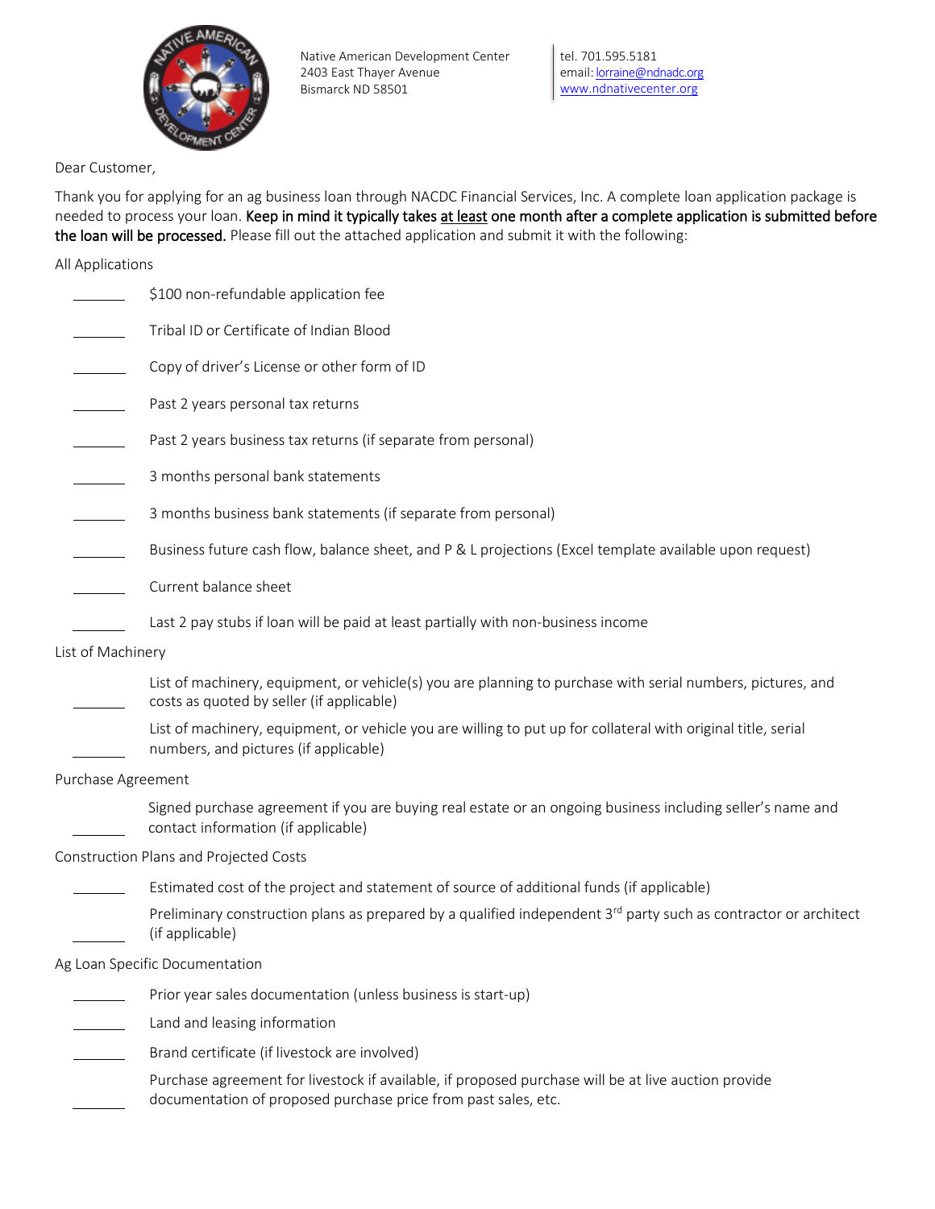Native American Development Center
2403 East Thayer Avenue
Bismarck ND 58501

tel. 701.595.5181
email: lorraine@ndnadc.org
www.ndnativecenter.org

Dear Customer,

Thank you for applying for an ag business loan through NACDC Financial Services, Inc. A complete loan application package is needed to process your loan. **Keep in mind it typically takes <u>at least</u> one month after a complete application is submitted before the loan will be processed.** Please fill out the attached application and submit it with the following:

All Applications

- _______ $100 non-refundable application fee
- _______ Tribal ID or Certificate of Indian Blood
- _______ Copy of driver's License or other form of ID
- _______ Past 2 years personal tax returns
- _______ Past 2 years business tax returns (if separate from personal)
- _______ 3 months personal bank statements
- _______ 3 months business bank statements (if separate from personal)
- _______ Business future cash flow, balance sheet, and P & L projections (Excel template available upon request)
- _______ Current balance sheet
- _______ Last 2 pay stubs if loan will be paid at least partially with non-business income

List of Machinery

- _______ List of machinery, equipment, or vehicle(s) you are planning to purchase with serial numbers, pictures, and costs as quoted by seller (if applicable)
- _______ List of machinery, equipment, or vehicle you are willing to put up for collateral with original title, serial numbers, and pictures (if applicable)

Purchase Agreement

- _______ Signed purchase agreement if you are buying real estate or an ongoing business including seller's name and contact information (if applicable)

Construction Plans and Projected Costs

- _______ Estimated cost of the project and statement of source of additional funds (if applicable)
- _______ Preliminary construction plans as prepared by a qualified independent 3rd party such as contractor or architect (if applicable)

Ag Loan Specific Documentation

- _______ Prior year sales documentation (unless business is start-up)
- _______ Land and leasing information
- _______ Brand certificate (if livestock are involved)
- _______ Purchase agreement for livestock if available, if proposed purchase will be at live auction provide documentation of proposed purchase price from past sales, etc.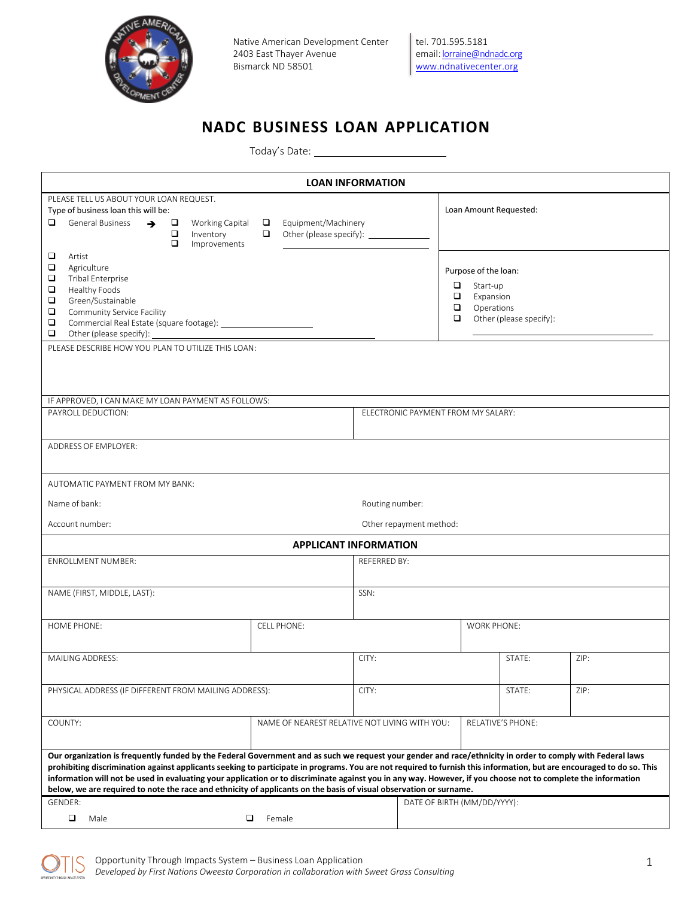Native American Development Center
2403 East Thayer Avenue
Bismarck ND 58501

tel. 701.595.5181
email: lorraine@ndnadc.org
www.ndnativecenter.org

# NADC BUSINESS LOAN APPLICATION

Today's Date: ______________________

## LOAN INFORMATION

PLEASE TELL US ABOUT YOUR LOAN REQUEST.
Type of business loan this will be:

- ❑ General Business ➔
  - ❑ Working Capital
  - ❑ Inventory
  - ❑ Improvements
  - ❑ Equipment/Machinery
  - ❑ Other (please specify): ____________
- ❑ Artist
- ❑ Agriculture
- ❑ Tribal Enterprise
- ❑ Healthy Foods
- ❑ Green/Sustainable
- ❑ Community Service Facility
- ❑ Commercial Real Estate (square footage): ____________
- ❑ Other (please specify): ____________

Loan Amount Requested:

Purpose of the loan:

- ❑ Start-up
- ❑ Expansion
- ❑ Operations
- ❑ Other (please specify): ____________

PLEASE DESCRIBE HOW YOU PLAN TO UTILIZE THIS LOAN:

IF APPROVED, I CAN MAKE MY LOAN PAYMENT AS FOLLOWS:

| PAYROLL DEDUCTION: | ELECTRONIC PAYMENT FROM MY SALARY: |
|---|---|
| ADDRESS OF EMPLOYER: | |

AUTOMATIC PAYMENT FROM MY BANK:

| Name of bank: | Routing number: |
|---|---|
| Account number: | Other repayment method: |

## APPLICANT INFORMATION

| ENROLLMENT NUMBER: | | REFERRED BY: | | |
|---|---|---|---|---|
| NAME (FIRST, MIDDLE, LAST): | | SSN: | | |
| HOME PHONE: | CELL PHONE: | | WORK PHONE: | |
| MAILING ADDRESS: | | CITY: | STATE: | ZIP: |
| PHYSICAL ADDRESS (IF DIFFERENT FROM MAILING ADDRESS): | | CITY: | STATE: | ZIP: |
| COUNTY: | NAME OF NEAREST RELATIVE NOT LIVING WITH YOU: | | RELATIVE'S PHONE: | |

**Our organization is frequently funded by the Federal Government and as such we request your gender and race/ethnicity in order to comply with Federal laws prohibiting discrimination against applicants seeking to participate in programs. You are not required to furnish this information, but are encouraged to do so. This information will not be used in evaluating your application or to discriminate against you in any way. However, if you choose not to complete the information below, we are required to note the race and ethnicity of applicants on the basis of visual observation or surname.**

| GENDER: ❑ Male ❑ Female | DATE OF BIRTH (MM/DD/YYYY): |
|---|---|

Opportunity Through Impacts System – Business Loan Application
*Developed by First Nations Oweesta Corporation in collaboration with Sweet Grass Consulting*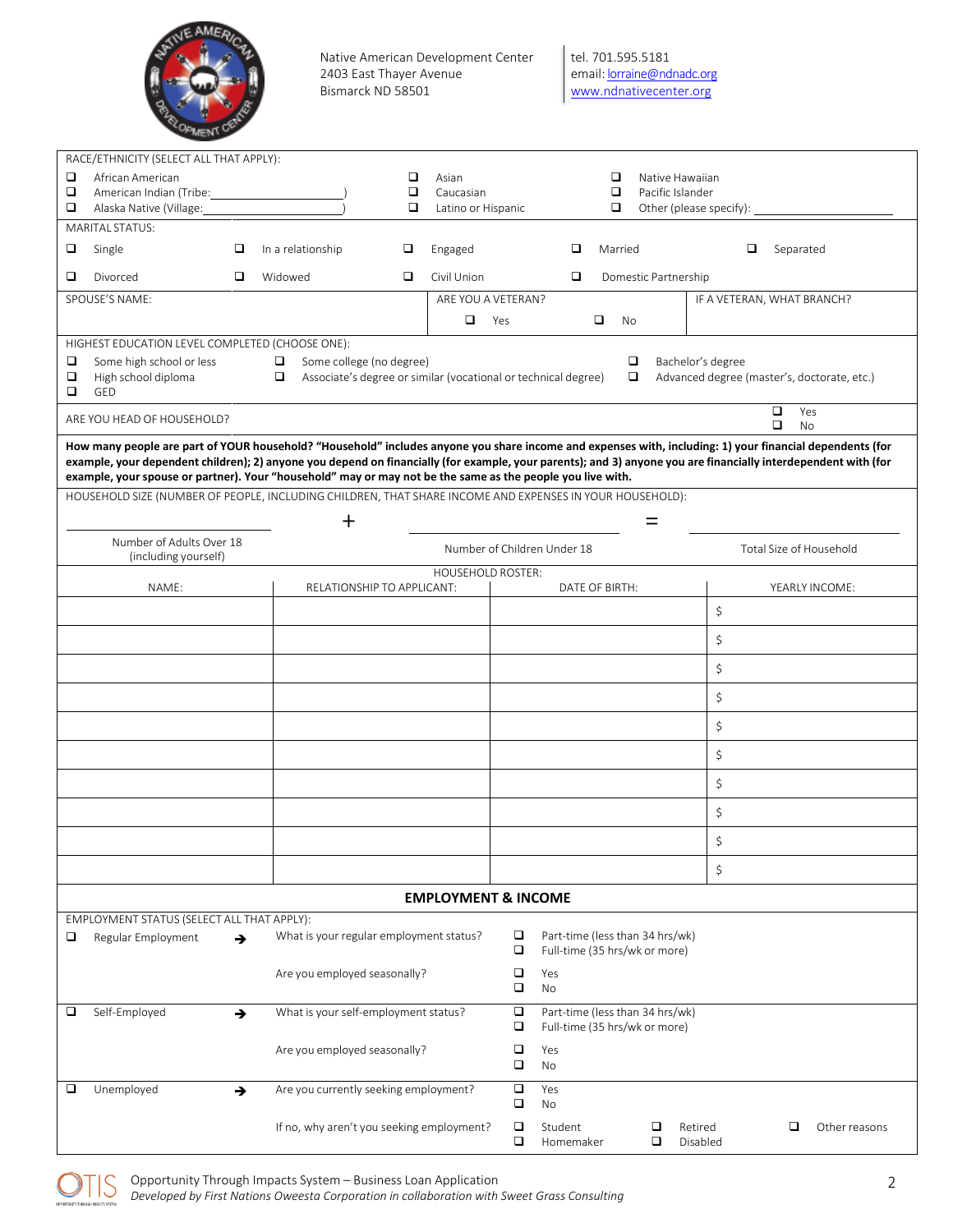Native American Development Center
2403 East Thayer Avenue
Bismarck ND 58501

tel. 701.595.5181
email: lorraine@ndnadc.org
www.ndnativecenter.org

RACE/ETHNICITY (SELECT ALL THAT APPLY):

- ❑ African American
- ❑ American Indian (Tribe:_______________)
- ❑ Alaska Native (Village:_______________)
- ❑ Asian
- ❑ Caucasian
- ❑ Latino or Hispanic
- ❑ Native Hawaiian
- ❑ Pacific Islander
- ❑ Other (please specify): _______________

MARITAL STATUS:

- ❑ Single
- ❑ In a relationship
- ❑ Engaged
- ❑ Married
- ❑ Separated
- ❑ Divorced
- ❑ Widowed
- ❑ Civil Union
- ❑ Domestic Partnership

| SPOUSE'S NAME: | ARE YOU A VETERAN? ❑ Yes ❑ No | IF A VETERAN, WHAT BRANCH? |
|---|---|---|

HIGHEST EDUCATION LEVEL COMPLETED (CHOOSE ONE):

- ❑ Some high school or less
- ❑ High school diploma
- ❑ GED
- ❑ Some college (no degree)
- ❑ Associate's degree or similar (vocational or technical degree)
- ❑ Bachelor's degree
- ❑ Advanced degree (master's, doctorate, etc.)

ARE YOU HEAD OF HOUSEHOLD? ❑ Yes ❑ No

**How many people are part of YOUR household? "Household" includes anyone you share income and expenses with, including: 1) your financial dependents (for example, your dependent children); 2) anyone you depend on financially (for example, your parents); and 3) anyone you are financially interdependent with (for example, your spouse or partner). Your "household" may or may not be the same as the people you live with.**

HOUSEHOLD SIZE (NUMBER OF PEOPLE, INCLUDING CHILDREN, THAT SHARE INCOME AND EXPENSES IN YOUR HOUSEHOLD):

_______________ + _______________ = _______________

Number of Adults Over 18 (including yourself) | Number of Children Under 18 | Total Size of Household

HOUSEHOLD ROSTER:

| NAME: | RELATIONSHIP TO APPLICANT: | DATE OF BIRTH: | YEARLY INCOME: |
|---|---|---|---|
| | | | $ |
| | | | $ |
| | | | $ |
| | | | $ |
| | | | $ |
| | | | $ |
| | | | $ |
| | | | $ |
| | | | $ |
| | | | $ |

## EMPLOYMENT & INCOME

EMPLOYMENT STATUS (SELECT ALL THAT APPLY):

❑ Regular Employment ➔
- What is your regular employment status? ❑ Part-time (less than 34 hrs/wk) ❑ Full-time (35 hrs/wk or more)
- Are you employed seasonally? ❑ Yes ❑ No

❑ Self-Employed ➔
- What is your self-employment status? ❑ Part-time (less than 34 hrs/wk) ❑ Full-time (35 hrs/wk or more)
- Are you employed seasonally? ❑ Yes ❑ No

❑ Unemployed ➔
- Are you currently seeking employment? ❑ Yes ❑ No
- If no, why aren't you seeking employment? ❑ Student ❑ Homemaker ❑ Retired ❑ Disabled ❑ Other reasons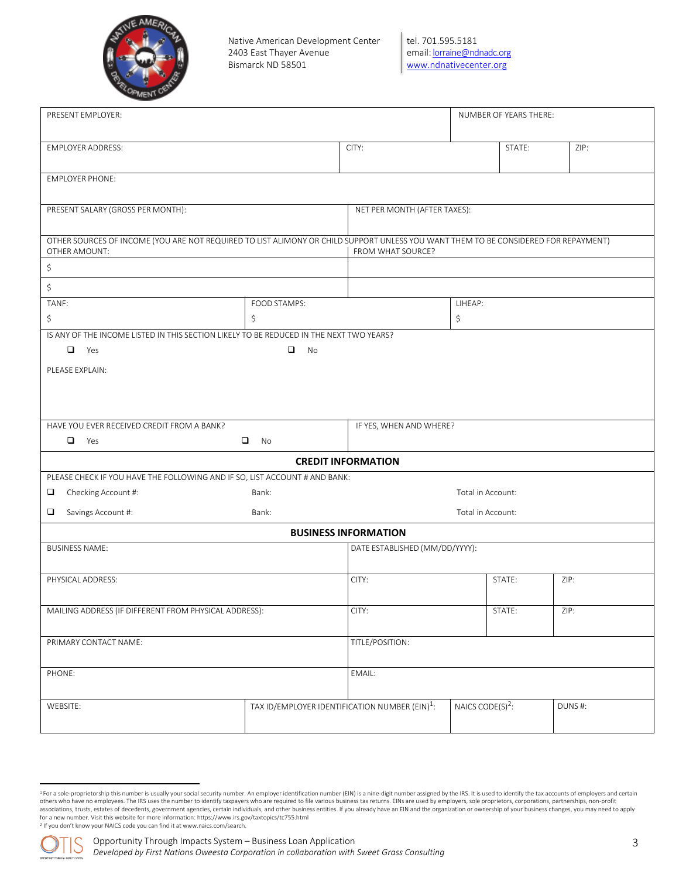Native American Development Center
2403 East Thayer Avenue
Bismarck ND 58501

tel. 701.595.5181
email: lorraine@ndnadc.org
www.ndnativecenter.org

| PRESENT EMPLOYER: | | | NUMBER OF YEARS THERE: | |
|---|---|---|---|---|
| EMPLOYER ADDRESS: | CITY: | | STATE: | ZIP: |
| EMPLOYER PHONE: | | | | |
| PRESENT SALARY (GROSS PER MONTH): | NET PER MONTH (AFTER TAXES): | | | |

OTHER SOURCES OF INCOME (YOU ARE NOT REQUIRED TO LIST ALIMONY OR CHILD SUPPORT UNLESS YOU WANT THEM TO BE CONSIDERED FOR REPAYMENT)

| OTHER AMOUNT: | FROM WHAT SOURCE? |
|---|---|
| $ | |
| $ | |

| TANF: | FOOD STAMPS: | LIHEAP: |
|---|---|---|
| $ | $ | $ |

IS ANY OF THE INCOME LISTED IN THIS SECTION LIKELY TO BE REDUCED IN THE NEXT TWO YEARS?

❑ Yes ❑ No

PLEASE EXPLAIN:

| HAVE YOU EVER RECEIVED CREDIT FROM A BANK? | IF YES, WHEN AND WHERE? |
|---|---|
| ❑ Yes ❑ No | |

## CREDIT INFORMATION

PLEASE CHECK IF YOU HAVE THE FOLLOWING AND IF SO, LIST ACCOUNT # AND BANK:

| | | |
|---|---|---|
| ❑ Checking Account #: | Bank: | Total in Account: |
| ❑ Savings Account #: | Bank: | Total in Account: |

## BUSINESS INFORMATION

| BUSINESS NAME: | | DATE ESTABLISHED (MM/DD/YYYY): | | |
|---|---|---|---|---|
| PHYSICAL ADDRESS: | | CITY: | STATE: | ZIP: |
| MAILING ADDRESS (IF DIFFERENT FROM PHYSICAL ADDRESS): | | CITY: | STATE: | ZIP: |
| PRIMARY CONTACT NAME: | | TITLE/POSITION: | | |
| PHONE: | | EMAIL: | | |
| WEBSITE: | TAX ID/EMPLOYER IDENTIFICATION NUMBER (EIN)[1]: | NAICS CODE(S)[2]: | DUNS #: | |

[1] For a sole-proprietorship this number is usually your social security number. An employer identification number (EIN) is a nine-digit number assigned by the IRS. It is used to identify the tax accounts of employers and certain others who have no employees. The IRS uses the number to identify taxpayers who are required to file various business tax returns. EINs are used by employers, sole proprietors, corporations, partnerships, non-profit associations, trusts, estates of decedents, government agencies, certain individuals, and other business entities. If you already have an EIN and the organization or ownership of your business changes, you may need to apply for a new number. Visit this website for more information: https://www.irs.gov/taxtopics/tc755.html

[2] If you don't know your NAICS code you can find it at www.naics.com/search.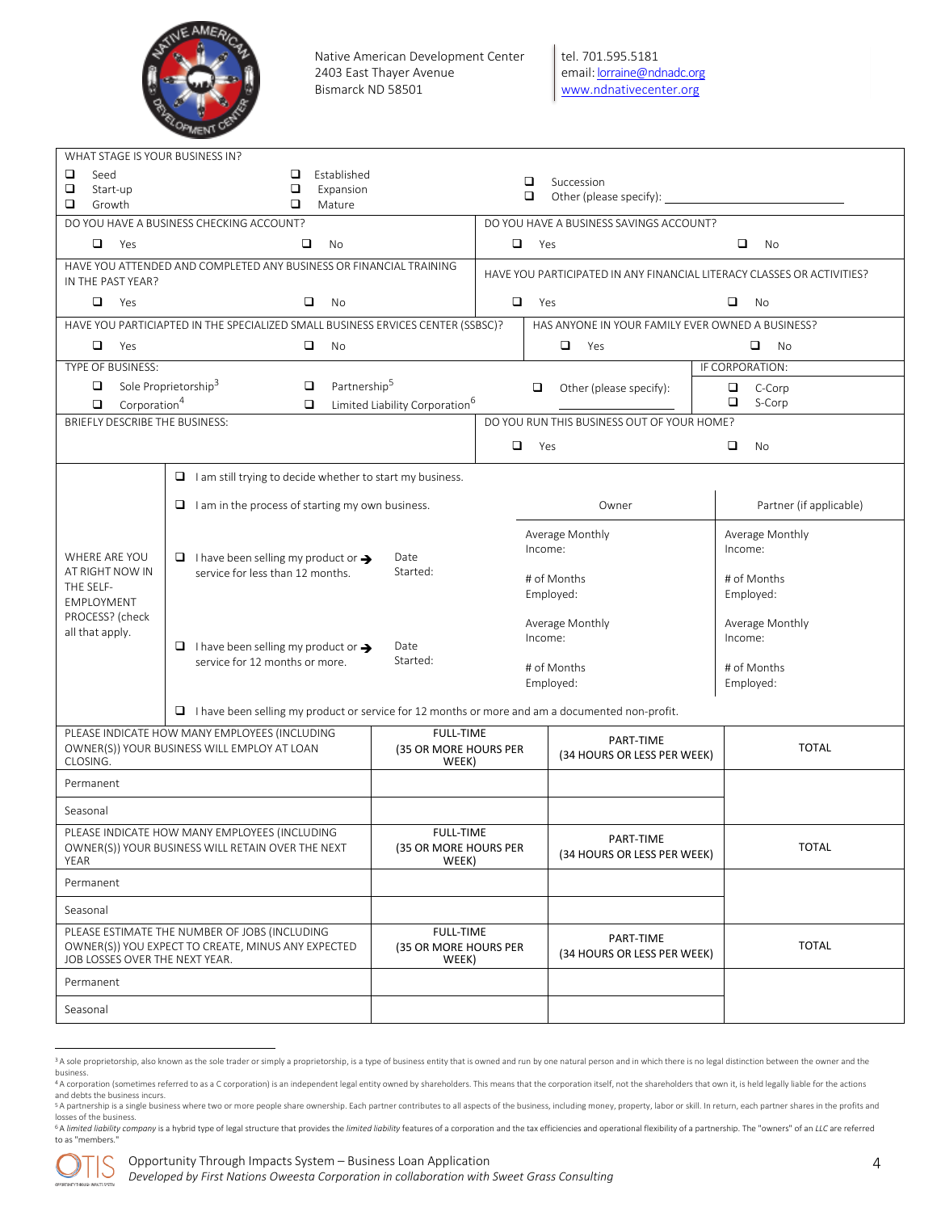Native American Development Center
2403 East Thayer Avenue
Bismarck ND 58501

tel. 701.595.5181
email: lorraine@ndnadc.org
www.ndnativecenter.org

**WHAT STAGE IS YOUR BUSINESS IN?**

- ❑ Seed
- ❑ Start-up
- ❑ Growth
- ❑ Established
- ❑ Expansion
- ❑ Mature
- ❑ Succession
- ❑ Other (please specify): ______________________

| DO YOU HAVE A BUSINESS CHECKING ACCOUNT? | | DO YOU HAVE A BUSINESS SAVINGS ACCOUNT? | |
|---|---|---|---|
| ❑ Yes | ❑ No | ❑ Yes | ❑ No |

| HAVE YOU ATTENDED AND COMPLETED ANY BUSINESS OR FINANCIAL TRAINING IN THE PAST YEAR? | | HAVE YOU PARTICIPATED IN ANY FINANCIAL LITERACY CLASSES OR ACTIVITIES? | |
|---|---|---|---|
| ❑ Yes | ❑ No | ❑ Yes | ❑ No |

| HAVE YOU PARTICIAPTED IN THE SPECIALIZED SMALL BUSINESS ERVICES CENTER (SSBSC)? | | HAS ANYONE IN YOUR FAMILY EVER OWNED A BUSINESS? | |
|---|---|---|---|
| ❑ Yes | ❑ No | ❑ Yes | ❑ No |

| TYPE OF BUSINESS: | | | IF CORPORATION: |
|---|---|---|---|
| ❑ Sole Proprietorship[3] | ❑ Partnership[5] | ❑ Other (please specify): | ❑ C-Corp |
| ❑ Corporation[4] | ❑ Limited Liability Corporation[6] | | ❑ S-Corp |

| BRIEFLY DESCRIBE THE BUSINESS: | DO YOU RUN THIS BUSINESS OUT OF YOUR HOME? | |
|---|---|---|
| | ❑ Yes | ❑ No |

| WHERE ARE YOU AT RIGHT NOW IN THE SELF-EMPLOYMENT PROCESS? (check all that apply. | | | Owner | Partner (if applicable) |
|---|---|---|---|---|
| | ❑ I am still trying to decide whether to start my business. | | | |
| | ❑ I am in the process of starting my own business. | | | |
| | ❑ I have been selling my product or ➔ service for less than 12 months. | Date Started: | Average Monthly Income:<br># of Months Employed: | Average Monthly Income:<br># of Months Employed: |
| | ❑ I have been selling my product or ➔ service for 12 months or more. | Date Started: | Average Monthly Income:<br># of Months Employed: | Average Monthly Income:<br># of Months Employed: |
| | ❑ I have been selling my product or service for 12 months or more and am a documented non-profit. | | | |

| PLEASE INDICATE HOW MANY EMPLOYEES (INCLUDING OWNER(S)) YOUR BUSINESS WILL EMPLOY AT LOAN CLOSING. | FULL-TIME (35 OR MORE HOURS PER WEEK) | PART-TIME (34 HOURS OR LESS PER WEEK) | TOTAL |
|---|---|---|---|
| Permanent | | | |
| Seasonal | | | |

| PLEASE INDICATE HOW MANY EMPLOYEES (INCLUDING OWNER(S)) YOUR BUSINESS WILL RETAIN OVER THE NEXT YEAR | FULL-TIME (35 OR MORE HOURS PER WEEK) | PART-TIME (34 HOURS OR LESS PER WEEK) | TOTAL |
|---|---|---|---|
| Permanent | | | |
| Seasonal | | | |

| PLEASE ESTIMATE THE NUMBER OF JOBS (INCLUDING OWNER(S)) YOU EXPECT TO CREATE, MINUS ANY EXPECTED JOB LOSSES OVER THE NEXT YEAR. | FULL-TIME (35 OR MORE HOURS PER WEEK) | PART-TIME (34 HOURS OR LESS PER WEEK) | TOTAL |
|---|---|---|---|
| Permanent | | | |
| Seasonal | | | |

[3] A sole proprietorship, also known as the sole trader or simply a proprietorship, is a type of business entity that is owned and run by one natural person and in which there is no legal distinction between the owner and the business.

[4] A corporation (sometimes referred to as a C corporation) is an independent legal entity owned by shareholders. This means that the corporation itself, not the shareholders that own it, is held legally liable for the actions and debts the business incurs.

[5] A partnership is a single business where two or more people share ownership. Each partner contributes to all aspects of the business, including money, property, labor or skill. In return, each partner shares in the profits and losses of the business.

[6] A *limited liability company* is a hybrid type of legal structure that provides the *limited liability* features of a corporation and the tax efficiencies and operational flexibility of a partnership. The "owners" of an *LLC* are referred to as "members."

Opportunity Through Impacts System – Business Loan Application
*Developed by First Nations Oweesta Corporation in collaboration with Sweet Grass Consulting*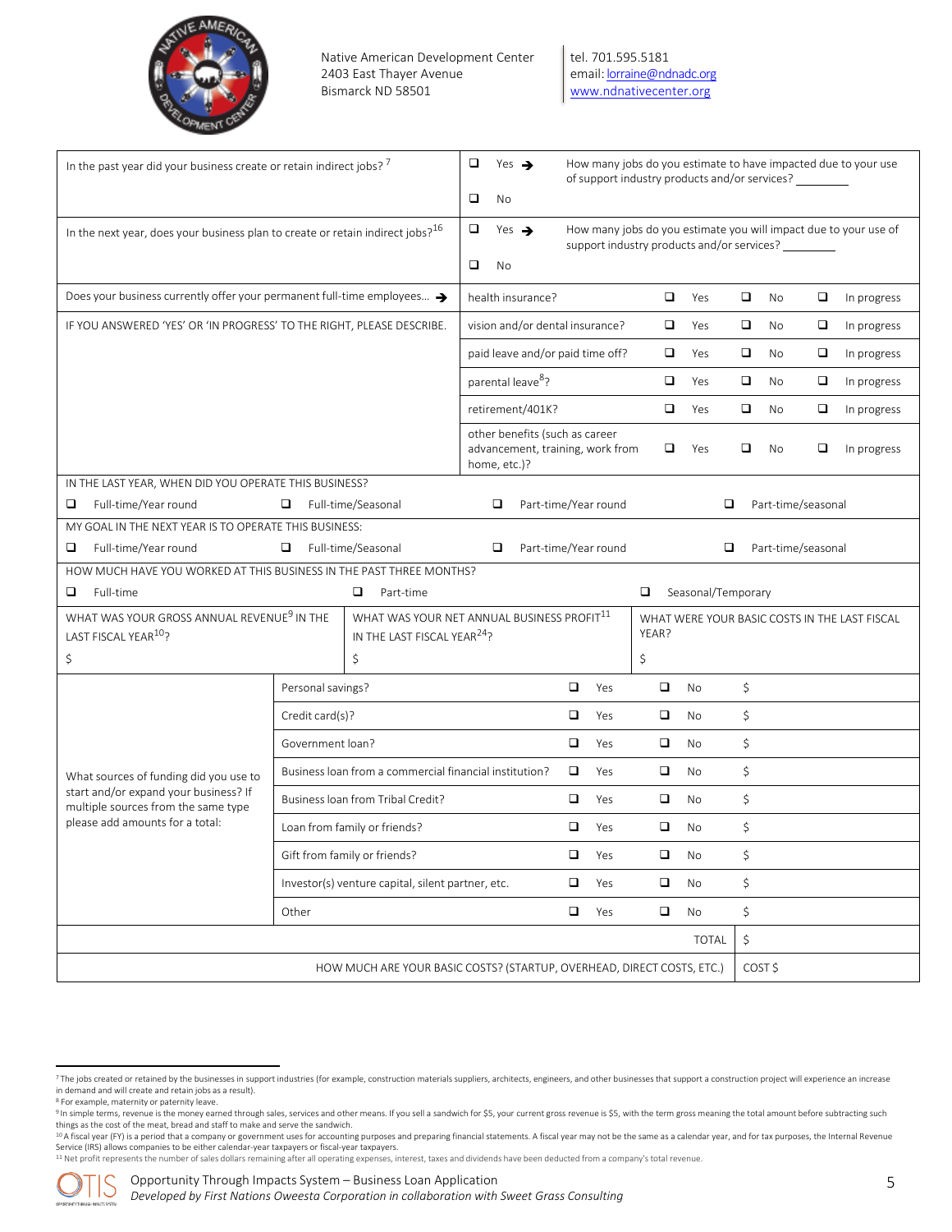Native American Development Center
2403 East Thayer Avenue
Bismarck ND 58501

tel. 701.595.5181
email: lorraine@ndnadc.org
www.ndnativecenter.org

| | | |
|---|---|---|
| In the past year did your business create or retain indirect jobs? [7] | ❑ Yes ➔<br>❑ No | How many jobs do you estimate to have impacted due to your use of support industry products and/or services? ________ |
| In the next year, does your business plan to create or retain indirect jobs? [16] | ❑ Yes ➔<br>❑ No | How many jobs do you estimate you will impact due to your use of support industry products and/or services? ________ |

| | | | | |
|---|---|---|---|---|
| Does your business currently offer your permanent full-time employees… ➔ | health insurance? | ❑ Yes | ❑ No | ❑ In progress |
| IF YOU ANSWERED 'YES' OR 'IN PROGRESS' TO THE RIGHT, PLEASE DESCRIBE. | vision and/or dental insurance? | ❑ Yes | ❑ No | ❑ In progress |
| | paid leave and/or paid time off? | ❑ Yes | ❑ No | ❑ In progress |
| | parental leave[8]? | ❑ Yes | ❑ No | ❑ In progress |
| | retirement/401K? | ❑ Yes | ❑ No | ❑ In progress |
| | other benefits (such as career advancement, training, work from home, etc.)? | ❑ Yes | ❑ No | ❑ In progress |

IN THE LAST YEAR, WHEN DID YOU OPERATE THIS BUSINESS?

❑ Full-time/Year round ❑ Full-time/Seasonal ❑ Part-time/Year round ❑ Part-time/seasonal

MY GOAL IN THE NEXT YEAR IS TO OPERATE THIS BUSINESS:

❑ Full-time/Year round ❑ Full-time/Seasonal ❑ Part-time/Year round ❑ Part-time/seasonal

HOW MUCH HAVE YOU WORKED AT THIS BUSINESS IN THE PAST THREE MONTHS?

❑ Full-time ❑ Part-time ❑ Seasonal/Temporary

| WHAT WAS YOUR GROSS ANNUAL REVENUE[9] IN THE LAST FISCAL YEAR[10]? | WHAT WAS YOUR NET ANNUAL BUSINESS PROFIT[11] IN THE LAST FISCAL YEAR[24]? | WHAT WERE YOUR BASIC COSTS IN THE LAST FISCAL YEAR? |
|---|---|---|
| $ | $ | $ |

| | | | | |
|---|---|---|---|---|
| What sources of funding did you use to start and/or expand your business? If multiple sources from the same type please add amounts for a total: | Personal savings? | ❑ Yes | ❑ No | $ |
| | Credit card(s)? | ❑ Yes | ❑ No | $ |
| | Government loan? | ❑ Yes | ❑ No | $ |
| | Business loan from a commercial financial institution? | ❑ Yes | ❑ No | $ |
| | Business loan from Tribal Credit? | ❑ Yes | ❑ No | $ |
| | Loan from family or friends? | ❑ Yes | ❑ No | $ |
| | Gift from family or friends? | ❑ Yes | ❑ No | $ |
| | Investor(s) venture capital, silent partner, etc. | ❑ Yes | ❑ No | $ |
| | Other | ❑ Yes | ❑ No | $ |
| | | | TOTAL | $ |
| HOW MUCH ARE YOUR BASIC COSTS? (STARTUP, OVERHEAD, DIRECT COSTS, ETC.) | | | | COST $ |

[7] The jobs created or retained by the businesses in support industries (for example, construction materials suppliers, architects, engineers, and other businesses that support a construction project will experience an increase in demand and will create and retain jobs as a result).
[8] For example, maternity or paternity leave.
[9] In simple terms, revenue is the money earned through sales, services and other means. If you sell a sandwich for $5, your current gross revenue is $5, with the term gross meaning the total amount before subtracting such things as the cost of the meat, bread and staff to make and serve the sandwich.
[10] A fiscal year (FY) is a period that a company or government uses for accounting purposes and preparing financial statements. A fiscal year may not be the same as a calendar year, and for tax purposes, the Internal Revenue Service (IRS) allows companies to be either calendar-year taxpayers or fiscal-year taxpayers.
[11] Net profit represents the number of sales dollars remaining after all operating expenses, interest, taxes and dividends have been deducted from a company's total revenue.

Opportunity Through Impacts System – Business Loan Application
*Developed by First Nations Oweesta Corporation in collaboration with Sweet Grass Consulting*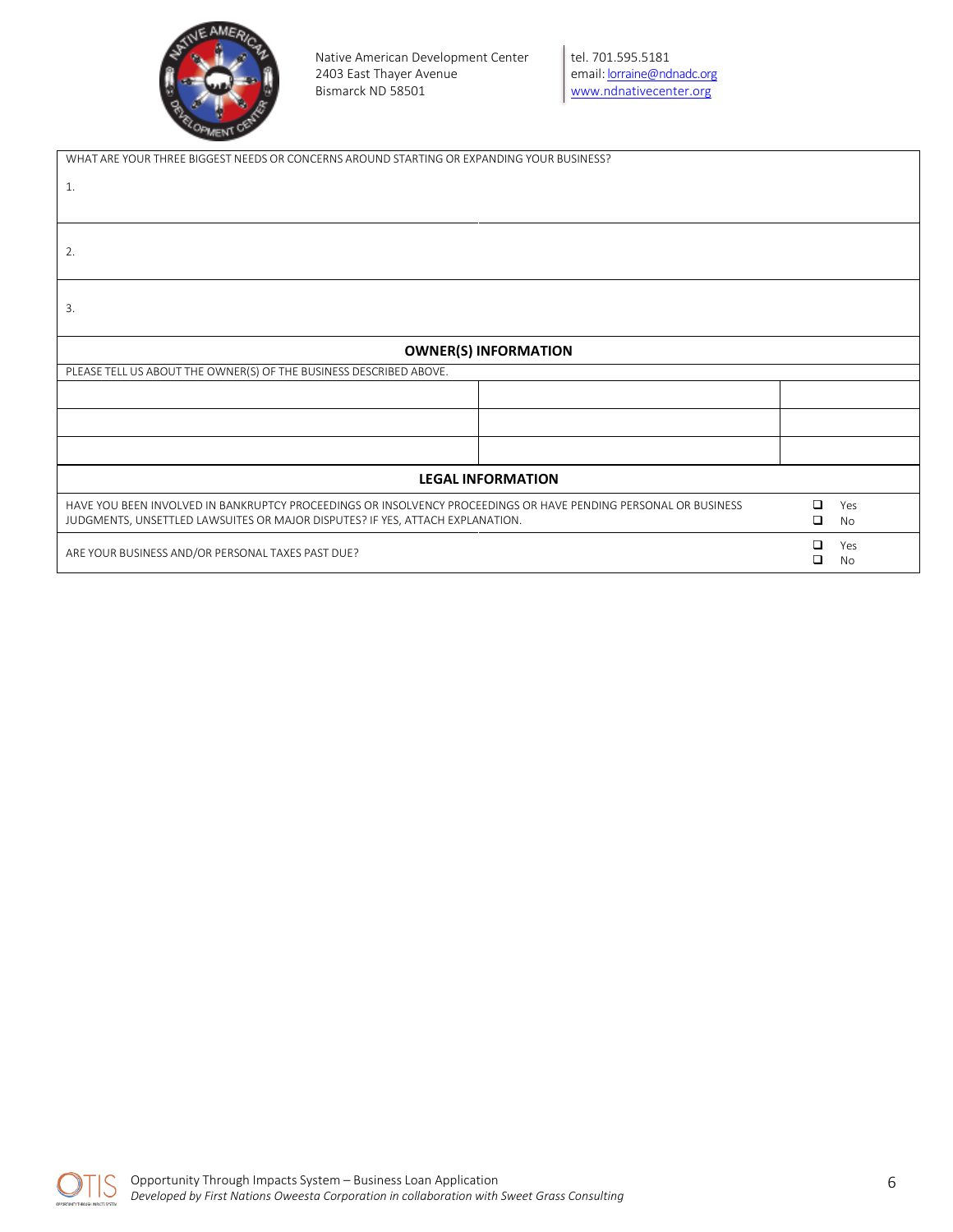Native American Development Center
2403 East Thayer Avenue
Bismarck ND 58501

tel. 701.595.5181
email: lorraine@ndnadc.org
www.ndnativecenter.org

| WHAT ARE YOUR THREE BIGGEST NEEDS OR CONCERNS AROUND STARTING OR EXPANDING YOUR BUSINESS? |
|---|
| 1. |
| 2. |
| 3. |

## OWNER(S) INFORMATION

| PLEASE TELL US ABOUT THE OWNER(S) OF THE BUSINESS DESCRIBED ABOVE. | | |
|---|---|---|
| | | |
| | | |
| | | |

## LEGAL INFORMATION

| | |
|---|---|
| HAVE YOU BEEN INVOLVED IN BANKRUPTCY PROCEEDINGS OR INSOLVENCY PROCEEDINGS OR HAVE PENDING PERSONAL OR BUSINESS JUDGMENTS, UNSETTLED LAWSUITES OR MAJOR DISPUTES? IF YES, ATTACH EXPLANATION. | ❑ Yes<br>❑ No |
| ARE YOUR BUSINESS AND/OR PERSONAL TAXES PAST DUE? | ❑ Yes<br>❑ No |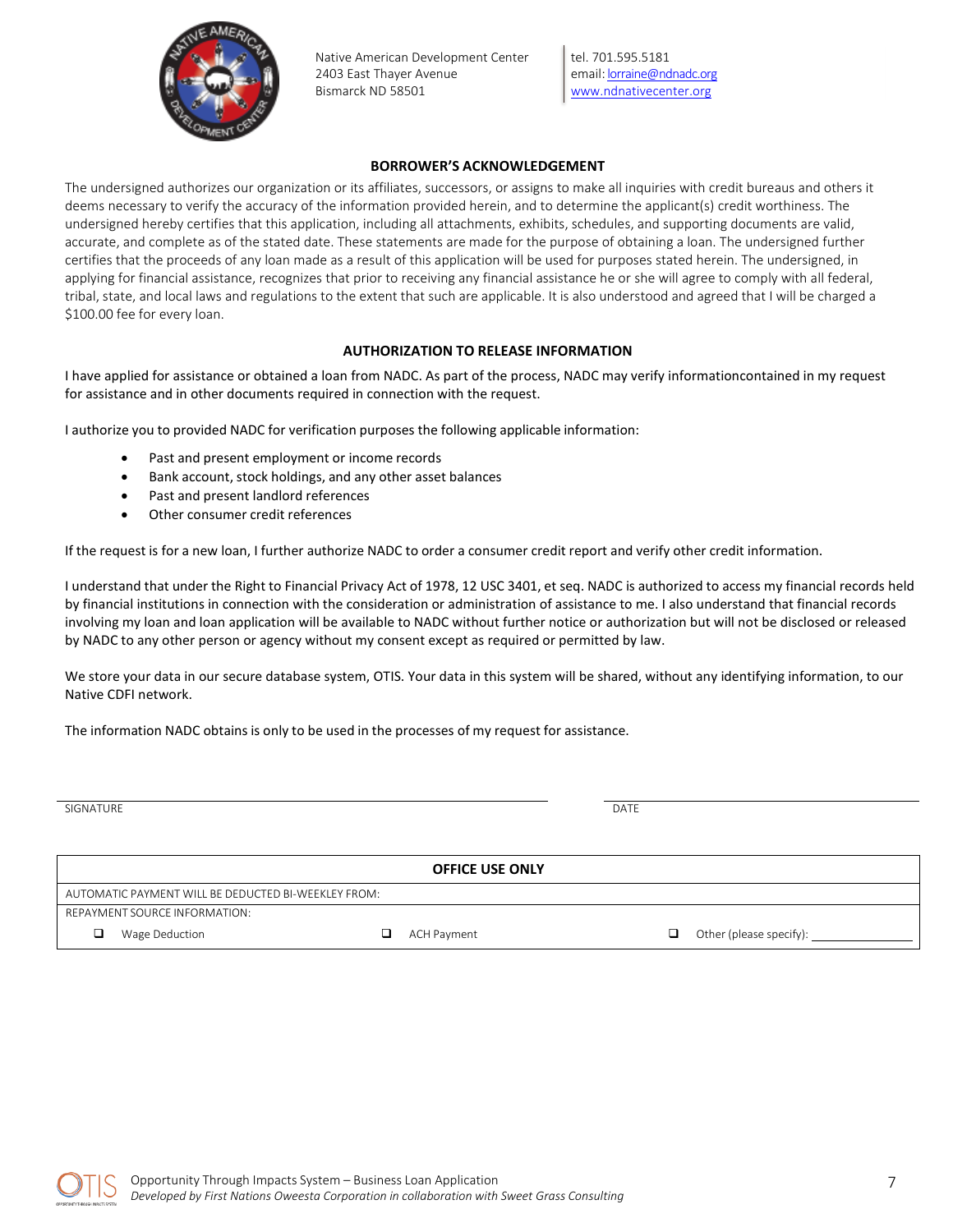Native American Development Center
2403 East Thayer Avenue
Bismarck ND 58501

tel. 701.595.5181
email: lorraine@ndnadc.org
www.ndnativecenter.org

## BORROWER'S ACKNOWLEDGEMENT

The undersigned authorizes our organization or its affiliates, successors, or assigns to make all inquiries with credit bureaus and others it deems necessary to verify the accuracy of the information provided herein, and to determine the applicant(s) credit worthiness. The undersigned hereby certifies that this application, including all attachments, exhibits, schedules, and supporting documents are valid, accurate, and complete as of the stated date. These statements are made for the purpose of obtaining a loan. The undersigned further certifies that the proceeds of any loan made as a result of this application will be used for purposes stated herein. The undersigned, in applying for financial assistance, recognizes that prior to receiving any financial assistance he or she will agree to comply with all federal, tribal, state, and local laws and regulations to the extent that such are applicable. It is also understood and agreed that I will be charged a $100.00 fee for every loan.

## AUTHORIZATION TO RELEASE INFORMATION

I have applied for assistance or obtained a loan from NADC. As part of the process, NADC may verify informationcontained in my request for assistance and in other documents required in connection with the request.

I authorize you to provided NADC for verification purposes the following applicable information:

- Past and present employment or income records
- Bank account, stock holdings, and any other asset balances
- Past and present landlord references
- Other consumer credit references

If the request is for a new loan, I further authorize NADC to order a consumer credit report and verify other credit information.

I understand that under the Right to Financial Privacy Act of 1978, 12 USC 3401, et seq. NADC is authorized to access my financial records held by financial institutions in connection with the consideration or administration of assistance to me. I also understand that financial records involving my loan and loan application will be available to NADC without further notice or authorization but will not be disclosed or released by NADC to any other person or agency without my consent except as required or permitted by law.

We store your data in our secure database system, OTIS. Your data in this system will be shared, without any identifying information, to our Native CDFI network.

The information NADC obtains is only to be used in the processes of my request for assistance.

SIGNATURE ______________________________ DATE ______________

| OFFICE USE ONLY | | |
|---|---|---|
| AUTOMATIC PAYMENT WILL BE DEDUCTED BI-WEEKLEY FROM: | | |
| REPAYMENT SOURCE INFORMATION: | | |
| ☐ Wage Deduction | ☐ ACH Payment | ☐ Other (please specify): ______ |

Opportunity Through Impacts System – Business Loan Application
*Developed by First Nations Oweesta Corporation in collaboration with Sweet Grass Consulting*